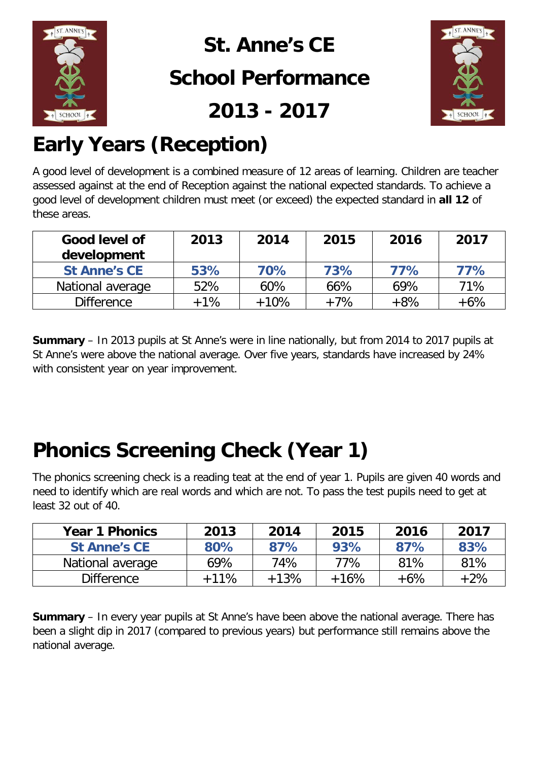# St. Anne's CE School Performance 2013 - 2017

## Early Years (Reception)

A good level of development is a combined measure of 12 areas of learning. Children are teacher assessed against at the end of Reception against the national expected standards. To achieve a good level of development children must meet (or exceed) the expected standard in **all 12** of these areas.

| Good level of development | 2013 | 2014 | 2015 | 2016 | 2017 |
|---|---|---|---|---|---|
| **St Anne's CE** | **53%** | **70%** | **73%** | **77%** | **77%** |
| National average | 52% | 60% | 66% | 69% | 71% |
| Difference | +1% | +10% | +7% | +8% | +6% |

**Summary** – In 2013 pupils at St Anne's were in line nationally, but from 2014 to 2017 pupils at St Anne's were above the national average. Over five years, standards have increased by 24% with consistent year on year improvement.

## Phonics Screening Check (Year 1)

The phonics screening check is a reading teat at the end of year 1. Pupils are given 40 words and need to identify which are real words and which are not. To pass the test pupils need to get at least 32 out of 40.

| Year 1 Phonics | 2013 | 2014 | 2015 | 2016 | 2017 |
|---|---|---|---|---|---|
| **St Anne's CE** | **80%** | **87%** | **93%** | **87%** | **83%** |
| National average | 69% | 74% | 77% | 81% | 81% |
| Difference | +11% | +13% | +16% | +6% | +2% |

**Summary** – In every year pupils at St Anne's have been above the national average. There has been a slight dip in 2017 (compared to previous years) but performance still remains above the national average.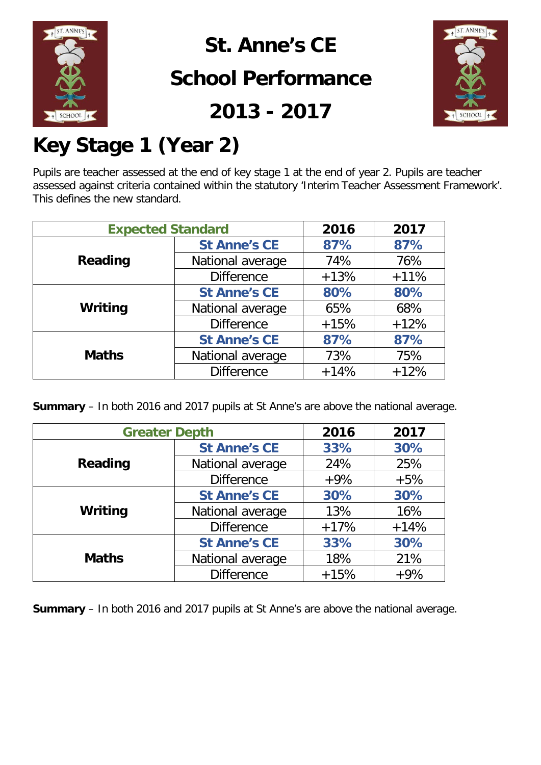# St. Anne's CE School Performance 2013 - 2017

## Key Stage 1 (Year 2)

Pupils are teacher assessed at the end of key stage 1 at the end of year 2. Pupils are teacher assessed against criteria contained within the statutory 'Interim Teacher Assessment Framework'. This defines the new standard.

| Expected Standard | | 2016 | 2017 |
|---|---|---|---|
| **Reading** | **St Anne's CE** | **87%** | **87%** |
| | National average | 74% | 76% |
| | Difference | +13% | +11% |
| **Writing** | **St Anne's CE** | **80%** | **80%** |
| | National average | 65% | 68% |
| | Difference | +15% | +12% |
| **Maths** | **St Anne's CE** | **87%** | **87%** |
| | National average | 73% | 75% |
| | Difference | +14% | +12% |

**Summary** – In both 2016 and 2017 pupils at St Anne's are above the national average.

| Greater Depth | | 2016 | 2017 |
|---|---|---|---|
| **Reading** | **St Anne's CE** | **33%** | **30%** |
| | National average | 24% | 25% |
| | Difference | +9% | +5% |
| **Writing** | **St Anne's CE** | **30%** | **30%** |
| | National average | 13% | 16% |
| | Difference | +17% | +14% |
| **Maths** | **St Anne's CE** | **33%** | **30%** |
| | National average | 18% | 21% |
| | Difference | +15% | +9% |

**Summary** – In both 2016 and 2017 pupils at St Anne's are above the national average.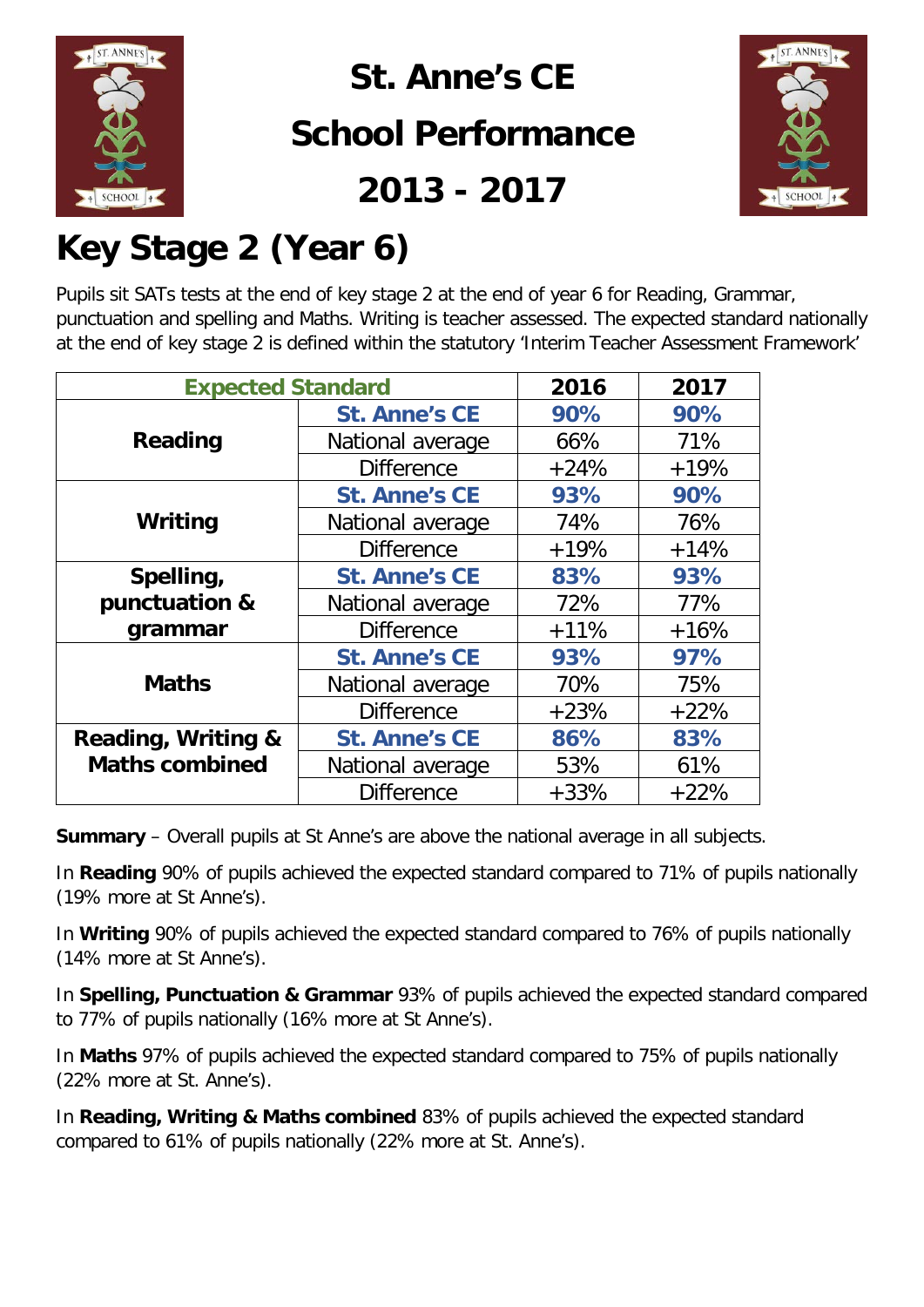# St. Anne's CE School Performance 2013 - 2017

## Key Stage 2 (Year 6)

Pupils sit SATs tests at the end of key stage 2 at the end of year 6 for Reading, Grammar, punctuation and spelling and Maths. Writing is teacher assessed. The expected standard nationally at the end of key stage 2 is defined within the statutory 'Interim Teacher Assessment Framework'

| Expected Standard | | 2016 | 2017 |
|---|---|---|---|
| **Reading** | **St. Anne's CE** | **90%** | **90%** |
| | National average | 66% | 71% |
| | Difference | +24% | +19% |
| **Writing** | **St. Anne's CE** | **93%** | **90%** |
| | National average | 74% | 76% |
| | Difference | +19% | +14% |
| **Spelling, punctuation & grammar** | **St. Anne's CE** | **83%** | **93%** |
| | National average | 72% | 77% |
| | Difference | +11% | +16% |
| **Maths** | **St. Anne's CE** | **93%** | **97%** |
| | National average | 70% | 75% |
| | Difference | +23% | +22% |
| **Reading, Writing & Maths combined** | **St. Anne's CE** | **86%** | **83%** |
| | National average | 53% | 61% |
| | Difference | +33% | +22% |

**Summary** – Overall pupils at St Anne's are above the national average in all subjects.

In **Reading** 90% of pupils achieved the expected standard compared to 71% of pupils nationally (19% more at St Anne's).

In **Writing** 90% of pupils achieved the expected standard compared to 76% of pupils nationally (14% more at St Anne's).

In **Spelling, Punctuation & Grammar** 93% of pupils achieved the expected standard compared to 77% of pupils nationally (16% more at St Anne's).

In **Maths** 97% of pupils achieved the expected standard compared to 75% of pupils nationally (22% more at St. Anne's).

In **Reading, Writing & Maths combined** 83% of pupils achieved the expected standard compared to 61% of pupils nationally (22% more at St. Anne's).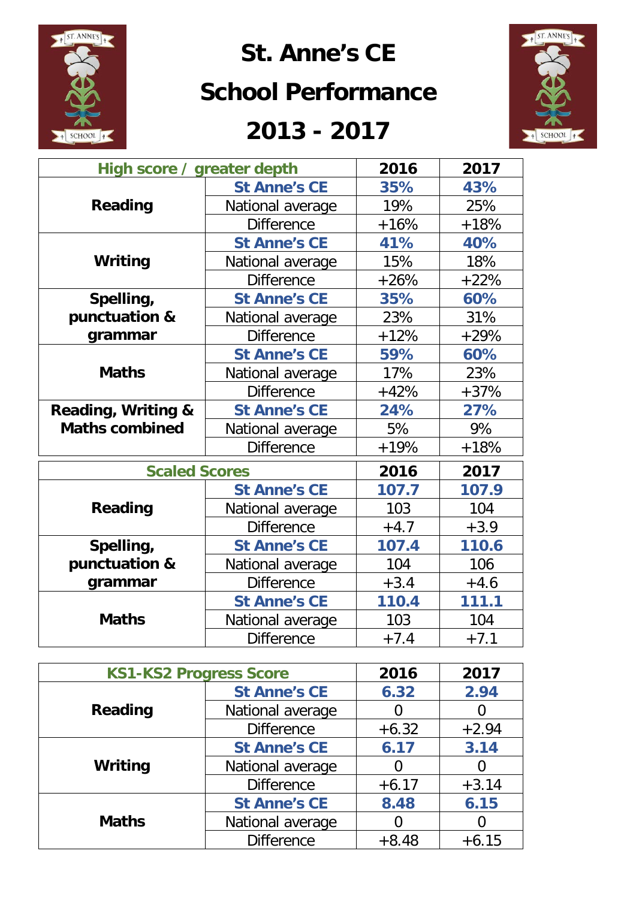# St. Anne's CE

# School Performance

# 2013 - 2017

| High score / greater depth | | 2016 | 2017 |
|---|---|---|---|
| **Reading** | **St Anne's CE** | **35%** | **43%** |
| | National average | 19% | 25% |
| | Difference | +16% | +18% |
| **Writing** | **St Anne's CE** | **41%** | **40%** |
| | National average | 15% | 18% |
| | Difference | +26% | +22% |
| **Spelling, punctuation & grammar** | **St Anne's CE** | **35%** | **60%** |
| | National average | 23% | 31% |
| | Difference | +12% | +29% |
| **Maths** | **St Anne's CE** | **59%** | **60%** |
| | National average | 17% | 23% |
| | Difference | +42% | +37% |
| **Reading, Writing & Maths combined** | **St Anne's CE** | **24%** | **27%** |
| | National average | 5% | 9% |
| | Difference | +19% | +18% |

| Scaled Scores | | 2016 | 2017 |
|---|---|---|---|
| **Reading** | **St Anne's CE** | **107.7** | **107.9** |
| | National average | 103 | 104 |
| | Difference | +4.7 | +3.9 |
| **Spelling, punctuation & grammar** | **St Anne's CE** | **107.4** | **110.6** |
| | National average | 104 | 106 |
| | Difference | +3.4 | +4.6 |
| **Maths** | **St Anne's CE** | **110.4** | **111.1** |
| | National average | 103 | 104 |
| | Difference | +7.4 | +7.1 |

| KS1-KS2 Progress Score | | 2016 | 2017 |
|---|---|---|---|
| **Reading** | **St Anne's CE** | **6.32** | **2.94** |
| | National average | 0 | 0 |
| | Difference | +6.32 | +2.94 |
| **Writing** | **St Anne's CE** | **6.17** | **3.14** |
| | National average | 0 | 0 |
| | Difference | +6.17 | +3.14 |
| **Maths** | **St Anne's CE** | **8.48** | **6.15** |
| | National average | 0 | 0 |
| | Difference | +8.48 | +6.15 |